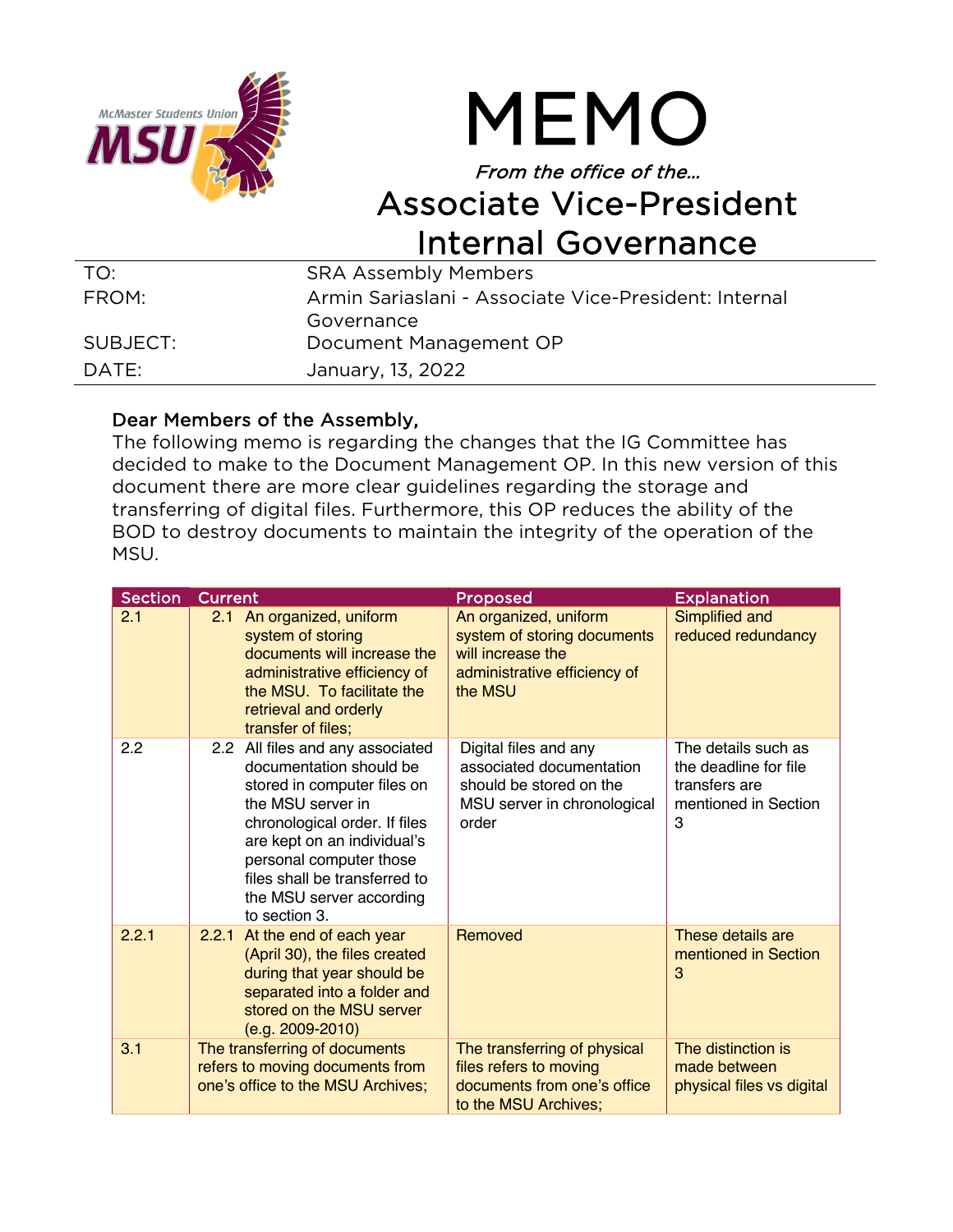# MEMO

*From the office of the…*

## Associate Vice-President Internal Governance

| | |
|---|---|
| TO: | SRA Assembly Members |
| FROM: | Armin Sariaslani - Associate Vice-President: Internal Governance |
| SUBJECT: | Document Management OP |
| DATE: | January, 13, 2022 |

Dear Members of the Assembly,

The following memo is regarding the changes that the IG Committee has decided to make to the Document Management OP. In this new version of this document there are more clear guidelines regarding the storage and transferring of digital files. Furthermore, this OP reduces the ability of the BOD to destroy documents to maintain the integrity of the operation of the MSU.

| Section | Current | Proposed | Explanation |
|---|---|---|---|
| 2.1 | 2.1 An organized, uniform system of storing documents will increase the administrative efficiency of the MSU. To facilitate the retrieval and orderly transfer of files; | An organized, uniform system of storing documents will increase the administrative efficiency of the MSU | Simplified and reduced redundancy |
| 2.2 | 2.2 All files and any associated documentation should be stored in computer files on the MSU server in chronological order. If files are kept on an individual's personal computer those files shall be transferred to the MSU server according to section 3. | Digital files and any associated documentation should be stored on the MSU server in chronological order | The details such as the deadline for file transfers are mentioned in Section 3 |
| 2.2.1 | 2.2.1 At the end of each year (April 30), the files created during that year should be separated into a folder and stored on the MSU server (e.g. 2009-2010) | Removed | These details are mentioned in Section 3 |
| 3.1 | The transferring of documents refers to moving documents from one's office to the MSU Archives; | The transferring of physical files refers to moving documents from one's office to the MSU Archives; | The distinction is made between physical files vs digital |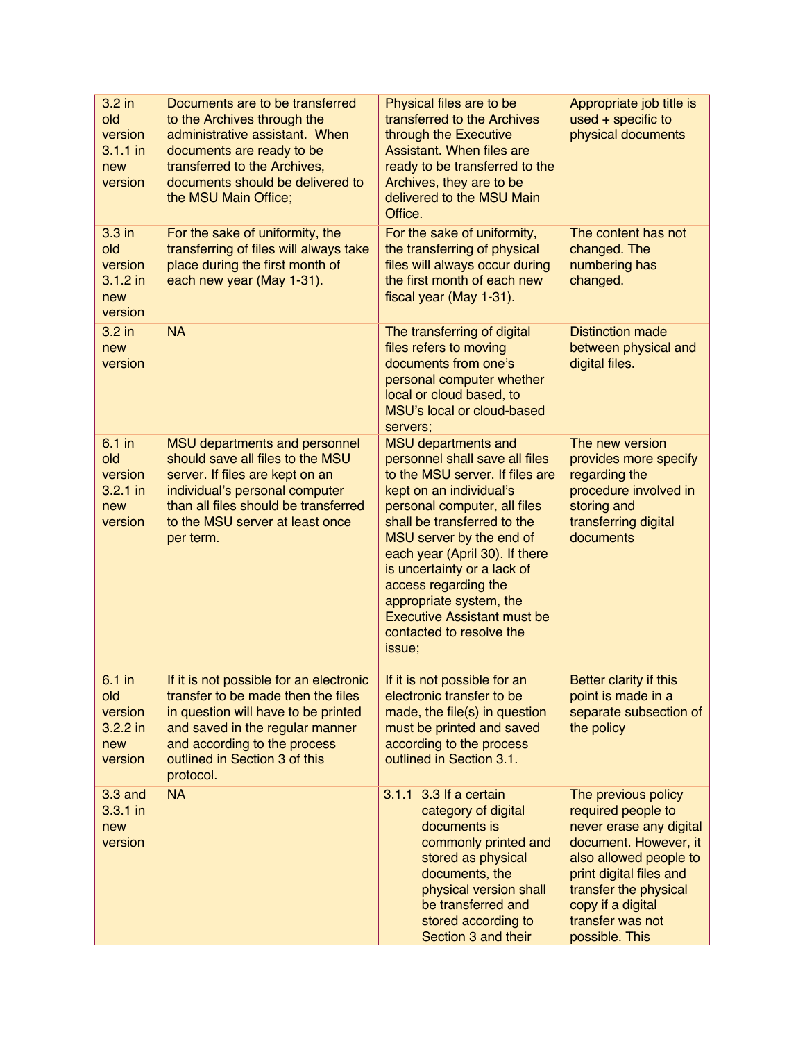| | | | |
|---|---|---|---|
| 3.2 in old version 3.1.1 in new version | Documents are to be transferred to the Archives through the administrative assistant. When documents are ready to be transferred to the Archives, documents should be delivered to the MSU Main Office; | Physical files are to be transferred to the Archives through the Executive Assistant. When files are ready to be transferred to the Archives, they are to be delivered to the MSU Main Office. | Appropriate job title is used + specific to physical documents |
| 3.3 in old version 3.1.2 in new version | For the sake of uniformity, the transferring of files will always take place during the first month of each new year (May 1-31). | For the sake of uniformity, the transferring of physical files will always occur during the first month of each new fiscal year (May 1-31). | The content has not changed. The numbering has changed. |
| 3.2 in new version | NA | The transferring of digital files refers to moving documents from one's personal computer whether local or cloud based, to MSU's local or cloud-based servers; | Distinction made between physical and digital files. |
| 6.1 in old version 3.2.1 in new version | MSU departments and personnel should save all files to the MSU server. If files are kept on an individual's personal computer than all files should be transferred to the MSU server at least once per term. | MSU departments and personnel shall save all files to the MSU server. If files are kept on an individual's personal computer, all files shall be transferred to the MSU server by the end of each year (April 30). If there is uncertainty or a lack of access regarding the appropriate system, the Executive Assistant must be contacted to resolve the issue; | The new version provides more specify regarding the procedure involved in storing and transferring digital documents |
| 6.1 in old version 3.2.2 in new version | If it is not possible for an electronic transfer to be made then the files in question will have to be printed and saved in the regular manner and according to the process outlined in Section 3 of this protocol. | If it is not possible for an electronic transfer to be made, the file(s) in question must be printed and saved according to the process outlined in Section 3.1. | Better clarity if this point is made in a separate subsection of the policy |
| 3.3 and 3.3.1 in new version | NA | 3.1.1 3.3 If a certain category of digital documents is commonly printed and stored as physical documents, the physical version shall be transferred and stored according to Section 3 and their | The previous policy required people to never erase any digital document. However, it also allowed people to print digital files and transfer the physical copy if a digital transfer was not possible. This |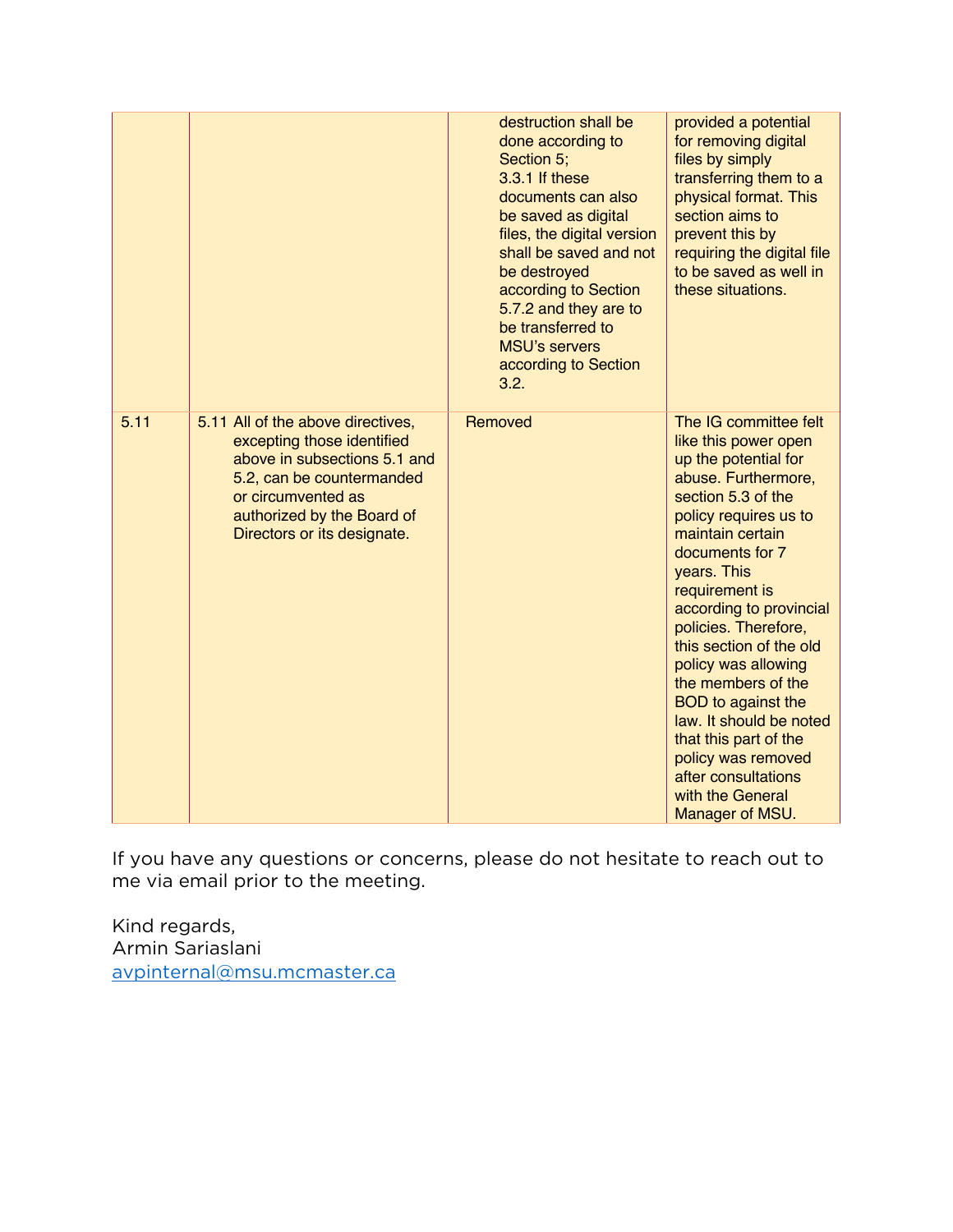| | | | |
|---|---|---|---|
| | | destruction shall be done according to Section 5;<br>3.3.1 If these documents can also be saved as digital files, the digital version shall be saved and not be destroyed according to Section 5.7.2 and they are to be transferred to MSU's servers according to Section 3.2. | provided a potential for removing digital files by simply transferring them to a physical format. This section aims to prevent this by requiring the digital file to be saved as well in these situations. |
| 5.11 | 5.11 All of the above directives, excepting those identified above in subsections 5.1 and 5.2, can be countermanded or circumvented as authorized by the Board of Directors or its designate. | Removed | The IG committee felt like this power open up the potential for abuse. Furthermore, section 5.3 of the policy requires us to maintain certain documents for 7 years. This requirement is according to provincial policies. Therefore, this section of the old policy was allowing the members of the BOD to against the law. It should be noted that this part of the policy was removed after consultations with the General Manager of MSU. |

If you have any questions or concerns, please do not hesitate to reach out to me via email prior to the meeting.

Kind regards,
Armin Sariaslani
avpinternal@msu.mcmaster.ca